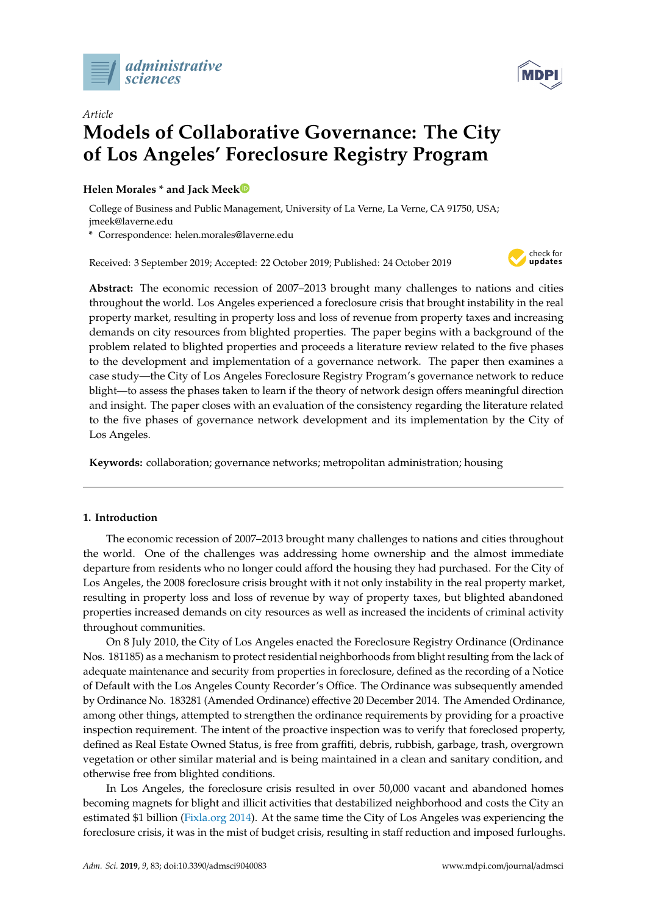*Article*

# Models of Collaborative Governance: The City of Los Angeles' Foreclosure Registry Program

**Helen Morales * and Jack Meek**

College of Business and Public Management, University of La Verne, La Verne, CA 91750, USA; jmeek@laverne.edu

\* Correspondence: helen.morales@laverne.edu

Received: 3 September 2019; Accepted: 22 October 2019; Published: 24 October 2019

**Abstract:** The economic recession of 2007–2013 brought many challenges to nations and cities throughout the world. Los Angeles experienced a foreclosure crisis that brought instability in the real property market, resulting in property loss and loss of revenue from property taxes and increasing demands on city resources from blighted properties. The paper begins with a background of the problem related to blighted properties and proceeds a literature review related to the five phases to the development and implementation of a governance network. The paper then examines a case study—the City of Los Angeles Foreclosure Registry Program's governance network to reduce blight—to assess the phases taken to learn if the theory of network design offers meaningful direction and insight. The paper closes with an evaluation of the consistency regarding the literature related to the five phases of governance network development and its implementation by the City of Los Angeles.

**Keywords:** collaboration; governance networks; metropolitan administration; housing

## 1. Introduction

The economic recession of 2007–2013 brought many challenges to nations and cities throughout the world. One of the challenges was addressing home ownership and the almost immediate departure from residents who no longer could afford the housing they had purchased. For the City of Los Angeles, the 2008 foreclosure crisis brought with it not only instability in the real property market, resulting in property loss and loss of revenue by way of property taxes, but blighted abandoned properties increased demands on city resources as well as increased the incidents of criminal activity throughout communities.

On 8 July 2010, the City of Los Angeles enacted the Foreclosure Registry Ordinance (Ordinance Nos. 181185) as a mechanism to protect residential neighborhoods from blight resulting from the lack of adequate maintenance and security from properties in foreclosure, defined as the recording of a Notice of Default with the Los Angeles County Recorder's Office. The Ordinance was subsequently amended by Ordinance No. 183281 (Amended Ordinance) effective 20 December 2014. The Amended Ordinance, among other things, attempted to strengthen the ordinance requirements by providing for a proactive inspection requirement. The intent of the proactive inspection was to verify that foreclosed property, defined as Real Estate Owned Status, is free from graffiti, debris, rubbish, garbage, trash, overgrown vegetation or other similar material and is being maintained in a clean and sanitary condition, and otherwise free from blighted conditions.

In Los Angeles, the foreclosure crisis resulted in over 50,000 vacant and abandoned homes becoming magnets for blight and illicit activities that destabilized neighborhood and costs the City an estimated $1 billion (Fixla.org 2014). At the same time the City of Los Angeles was experiencing the foreclosure crisis, it was in the mist of budget crisis, resulting in staff reduction and imposed furloughs.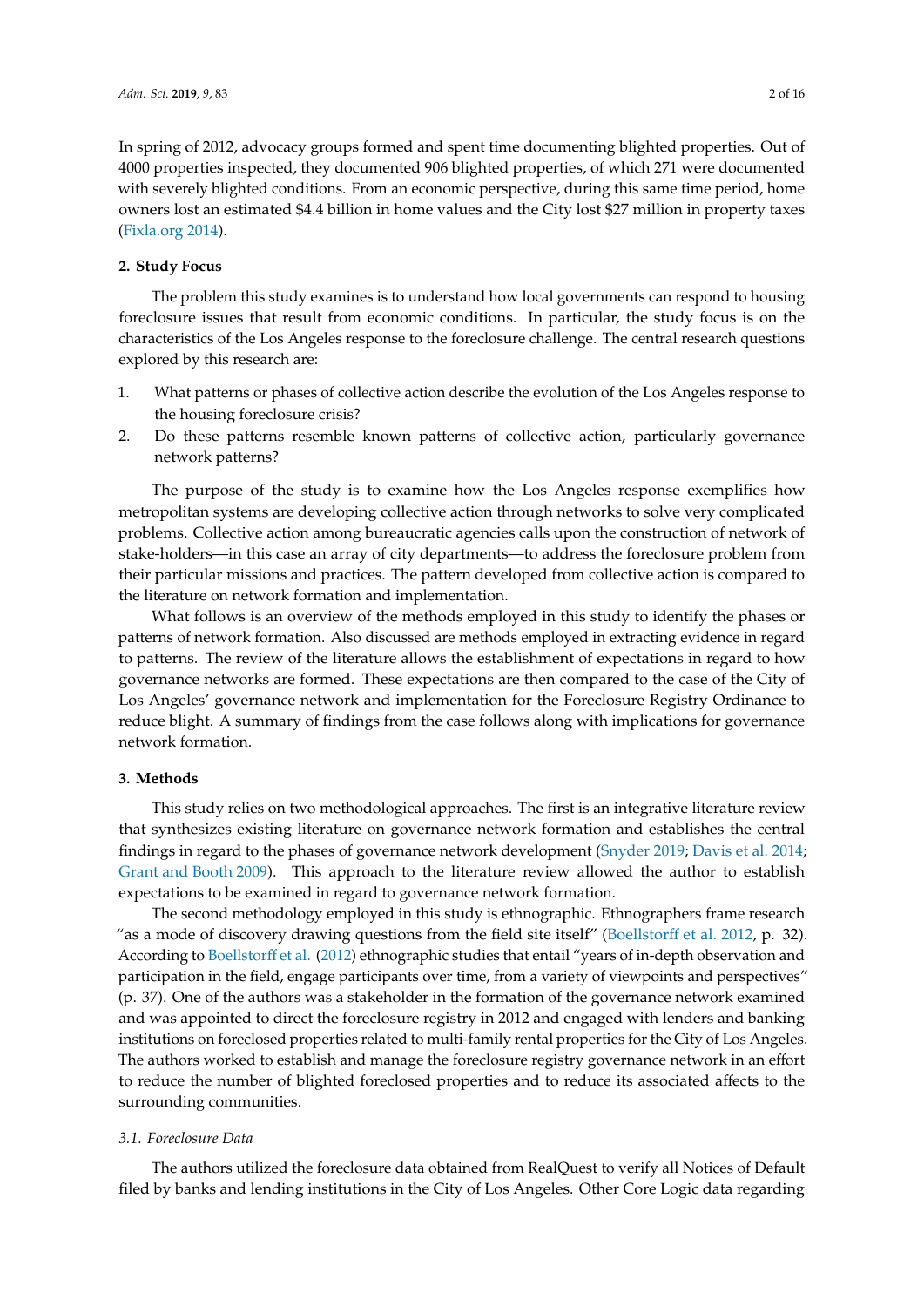In spring of 2012, advocacy groups formed and spent time documenting blighted properties. Out of 4000 properties inspected, they documented 906 blighted properties, of which 271 were documented with severely blighted conditions. From an economic perspective, during this same time period, home owners lost an estimated $4.4 billion in home values and the City lost $27 million in property taxes (Fixla.org 2014).

## 2. Study Focus

The problem this study examines is to understand how local governments can respond to housing foreclosure issues that result from economic conditions. In particular, the study focus is on the characteristics of the Los Angeles response to the foreclosure challenge. The central research questions explored by this research are:

1. What patterns or phases of collective action describe the evolution of the Los Angeles response to the housing foreclosure crisis?
2. Do these patterns resemble known patterns of collective action, particularly governance network patterns?

The purpose of the study is to examine how the Los Angeles response exemplifies how metropolitan systems are developing collective action through networks to solve very complicated problems. Collective action among bureaucratic agencies calls upon the construction of network of stake-holders—in this case an array of city departments—to address the foreclosure problem from their particular missions and practices. The pattern developed from collective action is compared to the literature on network formation and implementation.

What follows is an overview of the methods employed in this study to identify the phases or patterns of network formation. Also discussed are methods employed in extracting evidence in regard to patterns. The review of the literature allows the establishment of expectations in regard to how governance networks are formed. These expectations are then compared to the case of the City of Los Angeles' governance network and implementation for the Foreclosure Registry Ordinance to reduce blight. A summary of findings from the case follows along with implications for governance network formation.

## 3. Methods

This study relies on two methodological approaches. The first is an integrative literature review that synthesizes existing literature on governance network formation and establishes the central findings in regard to the phases of governance network development (Snyder 2019; Davis et al. 2014; Grant and Booth 2009). This approach to the literature review allowed the author to establish expectations to be examined in regard to governance network formation.

The second methodology employed in this study is ethnographic. Ethnographers frame research "as a mode of discovery drawing questions from the field site itself" (Boellstorff et al. 2012, p. 32). According to Boellstorff et al. (2012) ethnographic studies that entail "years of in-depth observation and participation in the field, engage participants over time, from a variety of viewpoints and perspectives" (p. 37). One of the authors was a stakeholder in the formation of the governance network examined and was appointed to direct the foreclosure registry in 2012 and engaged with lenders and banking institutions on foreclosed properties related to multi-family rental properties for the City of Los Angeles. The authors worked to establish and manage the foreclosure registry governance network in an effort to reduce the number of blighted foreclosed properties and to reduce its associated affects to the surrounding communities.

### 3.1. Foreclosure Data

The authors utilized the foreclosure data obtained from RealQuest to verify all Notices of Default filed by banks and lending institutions in the City of Los Angeles. Other Core Logic data regarding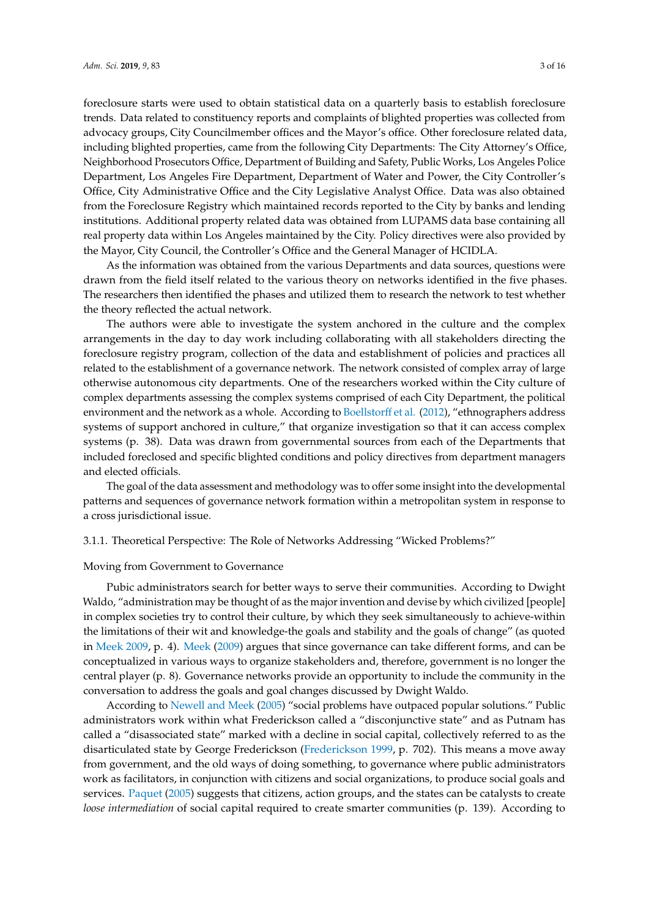foreclosure starts were used to obtain statistical data on a quarterly basis to establish foreclosure trends. Data related to constituency reports and complaints of blighted properties was collected from advocacy groups, City Councilmember offices and the Mayor's office. Other foreclosure related data, including blighted properties, came from the following City Departments: The City Attorney's Office, Neighborhood Prosecutors Office, Department of Building and Safety, Public Works, Los Angeles Police Department, Los Angeles Fire Department, Department of Water and Power, the City Controller's Office, City Administrative Office and the City Legislative Analyst Office. Data was also obtained from the Foreclosure Registry which maintained records reported to the City by banks and lending institutions. Additional property related data was obtained from LUPAMS data base containing all real property data within Los Angeles maintained by the City. Policy directives were also provided by the Mayor, City Council, the Controller's Office and the General Manager of HCIDLA.

As the information was obtained from the various Departments and data sources, questions were drawn from the field itself related to the various theory on networks identified in the five phases. The researchers then identified the phases and utilized them to research the network to test whether the theory reflected the actual network.

The authors were able to investigate the system anchored in the culture and the complex arrangements in the day to day work including collaborating with all stakeholders directing the foreclosure registry program, collection of the data and establishment of policies and practices all related to the establishment of a governance network. The network consisted of complex array of large otherwise autonomous city departments. One of the researchers worked within the City culture of complex departments assessing the complex systems comprised of each City Department, the political environment and the network as a whole. According to Boellstorff et al. (2012), "ethnographers address systems of support anchored in culture," that organize investigation so that it can access complex systems (p. 38). Data was drawn from governmental sources from each of the Departments that included foreclosed and specific blighted conditions and policy directives from department managers and elected officials.

The goal of the data assessment and methodology was to offer some insight into the developmental patterns and sequences of governance network formation within a metropolitan system in response to a cross jurisdictional issue.

#### 3.1.1. Theoretical Perspective: The Role of Networks Addressing "Wicked Problems?"

##### Moving from Government to Governance

Pubic administrators search for better ways to serve their communities. According to Dwight Waldo, "administration may be thought of as the major invention and devise by which civilized [people] in complex societies try to control their culture, by which they seek simultaneously to achieve-within the limitations of their wit and knowledge-the goals and stability and the goals of change" (as quoted in Meek 2009, p. 4). Meek (2009) argues that since governance can take different forms, and can be conceptualized in various ways to organize stakeholders and, therefore, government is no longer the central player (p. 8). Governance networks provide an opportunity to include the community in the conversation to address the goals and goal changes discussed by Dwight Waldo.

According to Newell and Meek (2005) "social problems have outpaced popular solutions." Public administrators work within what Frederickson called a "disconjunctive state" and as Putnam has called a "disassociated state" marked with a decline in social capital, collectively referred to as the disarticulated state by George Frederickson (Frederickson 1999, p. 702). This means a move away from government, and the old ways of doing something, to governance where public administrators work as facilitators, in conjunction with citizens and social organizations, to produce social goals and services. Paquet (2005) suggests that citizens, action groups, and the states can be catalysts to create *loose intermediation* of social capital required to create smarter communities (p. 139). According to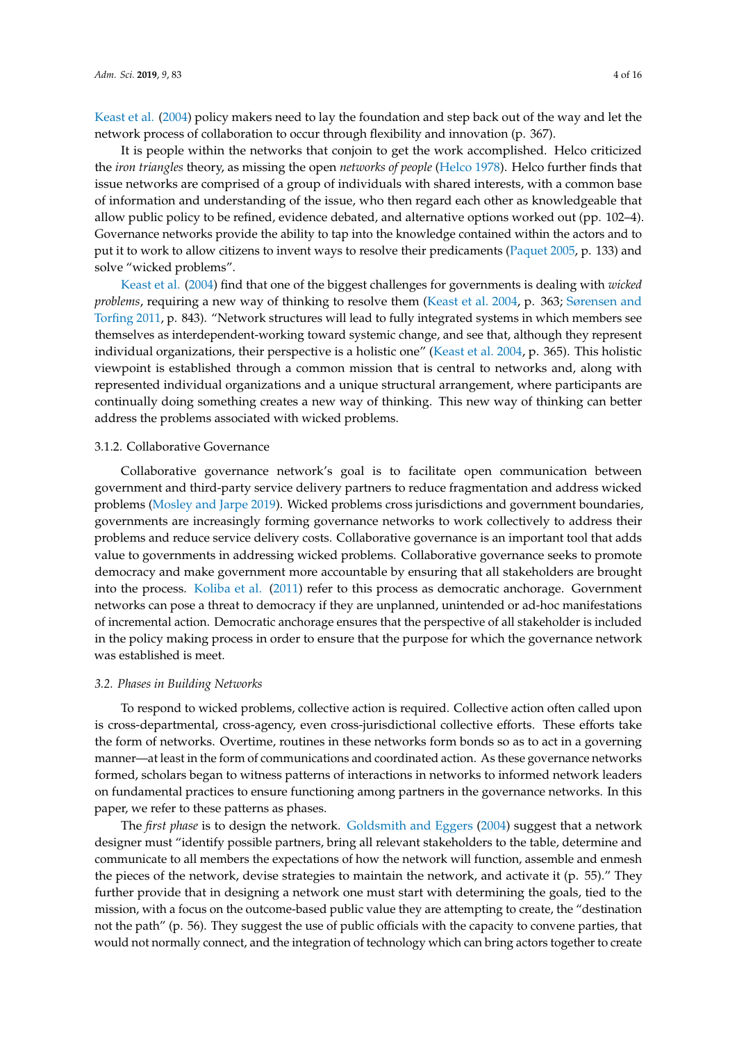Keast et al. (2004) policy makers need to lay the foundation and step back out of the way and let the network process of collaboration to occur through flexibility and innovation (p. 367).

It is people within the networks that conjoin to get the work accomplished. Helco criticized the *iron triangles* theory, as missing the open *networks of people* (Helco 1978). Helco further finds that issue networks are comprised of a group of individuals with shared interests, with a common base of information and understanding of the issue, who then regard each other as knowledgeable that allow public policy to be refined, evidence debated, and alternative options worked out (pp. 102–4). Governance networks provide the ability to tap into the knowledge contained within the actors and to put it to work to allow citizens to invent ways to resolve their predicaments (Paquet 2005, p. 133) and solve "wicked problems".

Keast et al. (2004) find that one of the biggest challenges for governments is dealing with *wicked problems*, requiring a new way of thinking to resolve them (Keast et al. 2004, p. 363; Sørensen and Torfing 2011, p. 843). "Network structures will lead to fully integrated systems in which members see themselves as interdependent-working toward systemic change, and see that, although they represent individual organizations, their perspective is a holistic one" (Keast et al. 2004, p. 365). This holistic viewpoint is established through a common mission that is central to networks and, along with represented individual organizations and a unique structural arrangement, where participants are continually doing something creates a new way of thinking. This new way of thinking can better address the problems associated with wicked problems.

#### 3.1.2. Collaborative Governance

Collaborative governance network's goal is to facilitate open communication between government and third-party service delivery partners to reduce fragmentation and address wicked problems (Mosley and Jarpe 2019). Wicked problems cross jurisdictions and government boundaries, governments are increasingly forming governance networks to work collectively to address their problems and reduce service delivery costs. Collaborative governance is an important tool that adds value to governments in addressing wicked problems. Collaborative governance seeks to promote democracy and make government more accountable by ensuring that all stakeholders are brought into the process. Koliba et al. (2011) refer to this process as democratic anchorage. Government networks can pose a threat to democracy if they are unplanned, unintended or ad-hoc manifestations of incremental action. Democratic anchorage ensures that the perspective of all stakeholder is included in the policy making process in order to ensure that the purpose for which the governance network was established is meet.

### *3.2. Phases in Building Networks*

To respond to wicked problems, collective action is required. Collective action often called upon is cross-departmental, cross-agency, even cross-jurisdictional collective efforts. These efforts take the form of networks. Overtime, routines in these networks form bonds so as to act in a governing manner—at least in the form of communications and coordinated action. As these governance networks formed, scholars began to witness patterns of interactions in networks to informed network leaders on fundamental practices to ensure functioning among partners in the governance networks. In this paper, we refer to these patterns as phases.

The *first phase* is to design the network. Goldsmith and Eggers (2004) suggest that a network designer must "identify possible partners, bring all relevant stakeholders to the table, determine and communicate to all members the expectations of how the network will function, assemble and enmesh the pieces of the network, devise strategies to maintain the network, and activate it (p. 55)." They further provide that in designing a network one must start with determining the goals, tied to the mission, with a focus on the outcome-based public value they are attempting to create, the "destination not the path" (p. 56). They suggest the use of public officials with the capacity to convene parties, that would not normally connect, and the integration of technology which can bring actors together to create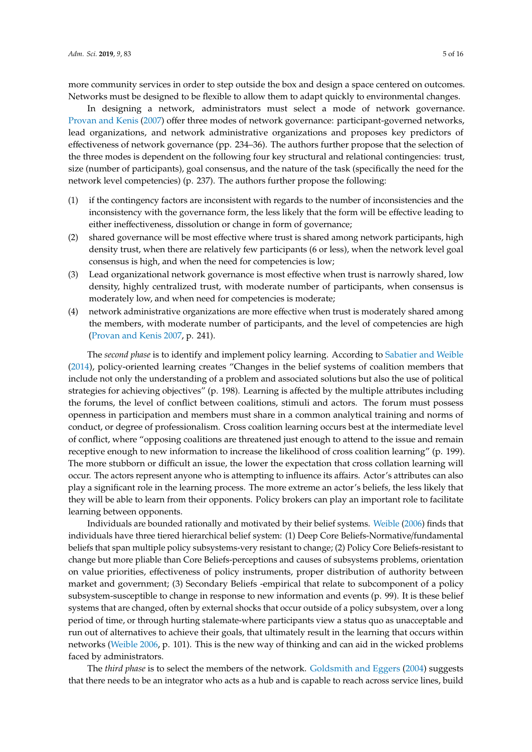more community services in order to step outside the box and design a space centered on outcomes. Networks must be designed to be flexible to allow them to adapt quickly to environmental changes.

In designing a network, administrators must select a mode of network governance. Provan and Kenis (2007) offer three modes of network governance: participant-governed networks, lead organizations, and network administrative organizations and proposes key predictors of effectiveness of network governance (pp. 234–36). The authors further propose that the selection of the three modes is dependent on the following four key structural and relational contingencies: trust, size (number of participants), goal consensus, and the nature of the task (specifically the need for the network level competencies) (p. 237). The authors further propose the following:

(1) if the contingency factors are inconsistent with regards to the number of inconsistencies and the inconsistency with the governance form, the less likely that the form will be effective leading to either ineffectiveness, dissolution or change in form of governance;
(2) shared governance will be most effective where trust is shared among network participants, high density trust, when there are relatively few participants (6 or less), when the network level goal consensus is high, and when the need for competencies is low;
(3) Lead organizational network governance is most effective when trust is narrowly shared, low density, highly centralized trust, with moderate number of participants, when consensus is moderately low, and when need for competencies is moderate;
(4) network administrative organizations are more effective when trust is moderately shared among the members, with moderate number of participants, and the level of competencies are high (Provan and Kenis 2007, p. 241).

The *second phase* is to identify and implement policy learning. According to Sabatier and Weible (2014), policy-oriented learning creates "Changes in the belief systems of coalition members that include not only the understanding of a problem and associated solutions but also the use of political strategies for achieving objectives" (p. 198). Learning is affected by the multiple attributes including the forums, the level of conflict between coalitions, stimuli and actors. The forum must possess openness in participation and members must share in a common analytical training and norms of conduct, or degree of professionalism. Cross coalition learning occurs best at the intermediate level of conflict, where "opposing coalitions are threatened just enough to attend to the issue and remain receptive enough to new information to increase the likelihood of cross coalition learning" (p. 199). The more stubborn or difficult an issue, the lower the expectation that cross collation learning will occur. The actors represent anyone who is attempting to influence its affairs. Actor's attributes can also play a significant role in the learning process. The more extreme an actor's beliefs, the less likely that they will be able to learn from their opponents. Policy brokers can play an important role to facilitate learning between opponents.

Individuals are bounded rationally and motivated by their belief systems. Weible (2006) finds that individuals have three tiered hierarchical belief system: (1) Deep Core Beliefs-Normative/fundamental beliefs that span multiple policy subsystems-very resistant to change; (2) Policy Core Beliefs-resistant to change but more pliable than Core Beliefs-perceptions and causes of subsystems problems, orientation on value priorities, effectiveness of policy instruments, proper distribution of authority between market and government; (3) Secondary Beliefs -empirical that relate to subcomponent of a policy subsystem-susceptible to change in response to new information and events (p. 99). It is these belief systems that are changed, often by external shocks that occur outside of a policy subsystem, over a long period of time, or through hurting stalemate-where participants view a status quo as unacceptable and run out of alternatives to achieve their goals, that ultimately result in the learning that occurs within networks (Weible 2006, p. 101). This is the new way of thinking and can aid in the wicked problems faced by administrators.

The *third phase* is to select the members of the network. Goldsmith and Eggers (2004) suggests that there needs to be an integrator who acts as a hub and is capable to reach across service lines, build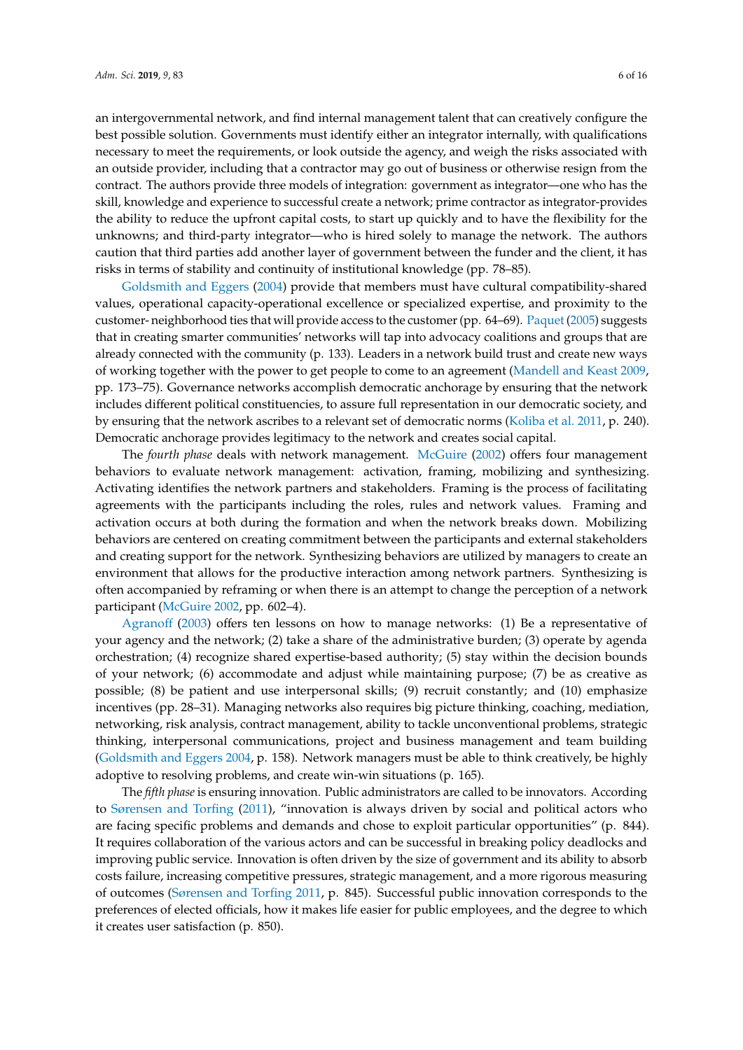an intergovernmental network, and find internal management talent that can creatively configure the best possible solution. Governments must identify either an integrator internally, with qualifications necessary to meet the requirements, or look outside the agency, and weigh the risks associated with an outside provider, including that a contractor may go out of business or otherwise resign from the contract. The authors provide three models of integration: government as integrator—one who has the skill, knowledge and experience to successful create a network; prime contractor as integrator-provides the ability to reduce the upfront capital costs, to start up quickly and to have the flexibility for the unknowns; and third-party integrator—who is hired solely to manage the network. The authors caution that third parties add another layer of government between the funder and the client, it has risks in terms of stability and continuity of institutional knowledge (pp. 78–85).

Goldsmith and Eggers (2004) provide that members must have cultural compatibility-shared values, operational capacity-operational excellence or specialized expertise, and proximity to the customer- neighborhood ties that will provide access to the customer (pp. 64–69). Paquet (2005) suggests that in creating smarter communities' networks will tap into advocacy coalitions and groups that are already connected with the community (p. 133). Leaders in a network build trust and create new ways of working together with the power to get people to come to an agreement (Mandell and Keast 2009, pp. 173–75). Governance networks accomplish democratic anchorage by ensuring that the network includes different political constituencies, to assure full representation in our democratic society, and by ensuring that the network ascribes to a relevant set of democratic norms (Koliba et al. 2011, p. 240). Democratic anchorage provides legitimacy to the network and creates social capital.

The *fourth phase* deals with network management. McGuire (2002) offers four management behaviors to evaluate network management: activation, framing, mobilizing and synthesizing. Activating identifies the network partners and stakeholders. Framing is the process of facilitating agreements with the participants including the roles, rules and network values. Framing and activation occurs at both during the formation and when the network breaks down. Mobilizing behaviors are centered on creating commitment between the participants and external stakeholders and creating support for the network. Synthesizing behaviors are utilized by managers to create an environment that allows for the productive interaction among network partners. Synthesizing is often accompanied by reframing or when there is an attempt to change the perception of a network participant (McGuire 2002, pp. 602–4).

Agranoff (2003) offers ten lessons on how to manage networks: (1) Be a representative of your agency and the network; (2) take a share of the administrative burden; (3) operate by agenda orchestration; (4) recognize shared expertise-based authority; (5) stay within the decision bounds of your network; (6) accommodate and adjust while maintaining purpose; (7) be as creative as possible; (8) be patient and use interpersonal skills; (9) recruit constantly; and (10) emphasize incentives (pp. 28–31). Managing networks also requires big picture thinking, coaching, mediation, networking, risk analysis, contract management, ability to tackle unconventional problems, strategic thinking, interpersonal communications, project and business management and team building (Goldsmith and Eggers 2004, p. 158). Network managers must be able to think creatively, be highly adoptive to resolving problems, and create win-win situations (p. 165).

The *fifth phase* is ensuring innovation. Public administrators are called to be innovators. According to Sørensen and Torfing (2011), "innovation is always driven by social and political actors who are facing specific problems and demands and chose to exploit particular opportunities" (p. 844). It requires collaboration of the various actors and can be successful in breaking policy deadlocks and improving public service. Innovation is often driven by the size of government and its ability to absorb costs failure, increasing competitive pressures, strategic management, and a more rigorous measuring of outcomes (Sørensen and Torfing 2011, p. 845). Successful public innovation corresponds to the preferences of elected officials, how it makes life easier for public employees, and the degree to which it creates user satisfaction (p. 850).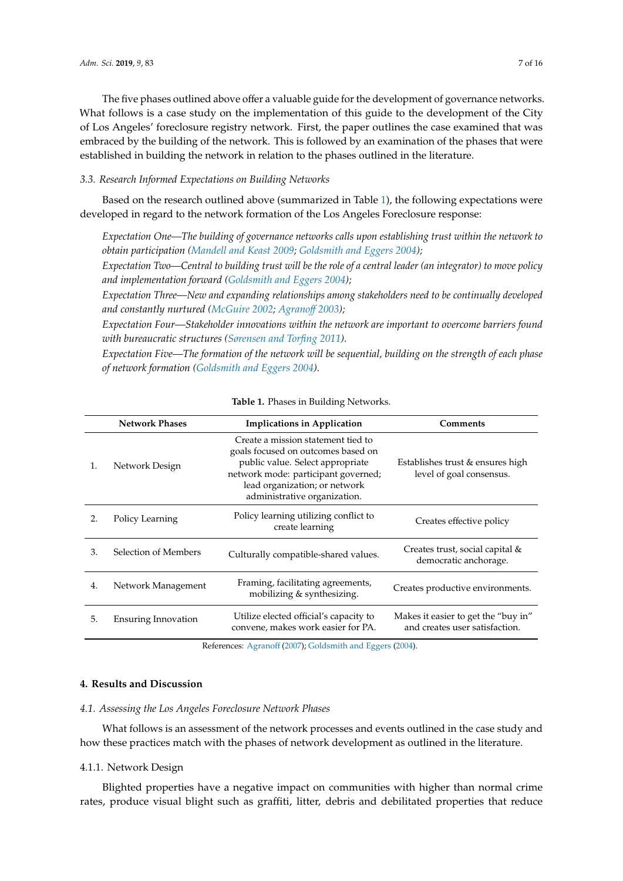The five phases outlined above offer a valuable guide for the development of governance networks. What follows is a case study on the implementation of this guide to the development of the City of Los Angeles' foreclosure registry network. First, the paper outlines the case examined that was embraced by the building of the network. This is followed by an examination of the phases that were established in building the network in relation to the phases outlined in the literature.

### 3.3. Research Informed Expectations on Building Networks

Based on the research outlined above (summarized in Table 1), the following expectations were developed in regard to the network formation of the Los Angeles Foreclosure response:

*Expectation One—The building of governance networks calls upon establishing trust within the network to obtain participation (Mandell and Keast 2009; Goldsmith and Eggers 2004);*

*Expectation Two—Central to building trust will be the role of a central leader (an integrator) to move policy and implementation forward (Goldsmith and Eggers 2004);*

*Expectation Three—New and expanding relationships among stakeholders need to be continually developed and constantly nurtured (McGuire 2002; Agranoff 2003);*

*Expectation Four—Stakeholder innovations within the network are important to overcome barriers found with bureaucratic structures (Sørensen and Torfing 2011).*

*Expectation Five—The formation of the network will be sequential, building on the strength of each phase of network formation (Goldsmith and Eggers 2004).*

**Table 1.** Phases in Building Networks.

| | Network Phases | Implications in Application | Comments |
|---|---|---|---|
| 1. | Network Design | Create a mission statement tied to goals focused on outcomes based on public value. Select appropriate network mode: participant governed; lead organization; or network administrative organization. | Establishes trust & ensures high level of goal consensus. |
| 2. | Policy Learning | Policy learning utilizing conflict to create learning | Creates effective policy |
| 3. | Selection of Members | Culturally compatible-shared values. | Creates trust, social capital & democratic anchorage. |
| 4. | Network Management | Framing, facilitating agreements, mobilizing & synthesizing. | Creates productive environments. |
| 5. | Ensuring Innovation | Utilize elected official's capacity to convene, makes work easier for PA. | Makes it easier to get the "buy in" and creates user satisfaction. |

References: Agranoff (2007); Goldsmith and Eggers (2004).

## 4. Results and Discussion

### 4.1. Assessing the Los Angeles Foreclosure Network Phases

What follows is an assessment of the network processes and events outlined in the case study and how these practices match with the phases of network development as outlined in the literature.

#### 4.1.1. Network Design

Blighted properties have a negative impact on communities with higher than normal crime rates, produce visual blight such as graffiti, litter, debris and debilitated properties that reduce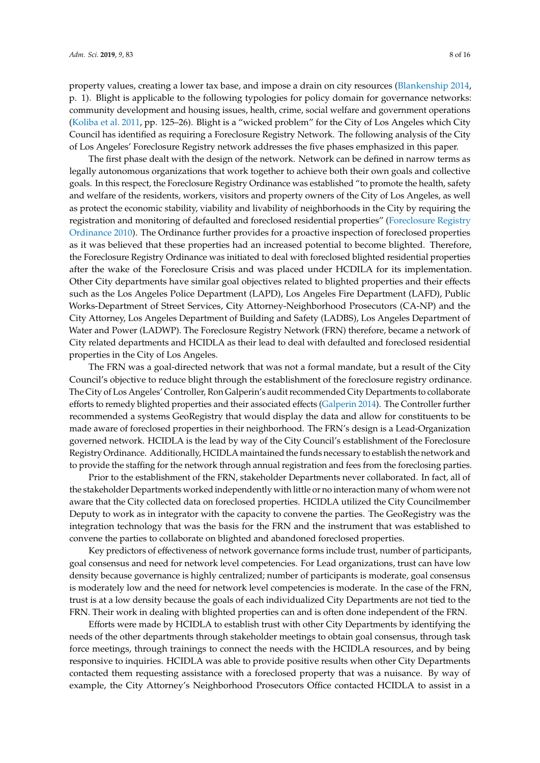property values, creating a lower tax base, and impose a drain on city resources (Blankenship 2014, p. 1). Blight is applicable to the following typologies for policy domain for governance networks: community development and housing issues, health, crime, social welfare and government operations (Koliba et al. 2011, pp. 125–26). Blight is a "wicked problem" for the City of Los Angeles which City Council has identified as requiring a Foreclosure Registry Network. The following analysis of the City of Los Angeles' Foreclosure Registry network addresses the five phases emphasized in this paper.

The first phase dealt with the design of the network. Network can be defined in narrow terms as legally autonomous organizations that work together to achieve both their own goals and collective goals. In this respect, the Foreclosure Registry Ordinance was established "to promote the health, safety and welfare of the residents, workers, visitors and property owners of the City of Los Angeles, as well as protect the economic stability, viability and livability of neighborhoods in the City by requiring the registration and monitoring of defaulted and foreclosed residential properties" (Foreclosure Registry Ordinance 2010). The Ordinance further provides for a proactive inspection of foreclosed properties as it was believed that these properties had an increased potential to become blighted. Therefore, the Foreclosure Registry Ordinance was initiated to deal with foreclosed blighted residential properties after the wake of the Foreclosure Crisis and was placed under HCDILA for its implementation. Other City departments have similar goal objectives related to blighted properties and their effects such as the Los Angeles Police Department (LAPD), Los Angeles Fire Department (LAFD), Public Works-Department of Street Services, City Attorney-Neighborhood Prosecutors (CA-NP) and the City Attorney, Los Angeles Department of Building and Safety (LADBS), Los Angeles Department of Water and Power (LADWP). The Foreclosure Registry Network (FRN) therefore, became a network of City related departments and HCIDLA as their lead to deal with defaulted and foreclosed residential properties in the City of Los Angeles.

The FRN was a goal-directed network that was not a formal mandate, but a result of the City Council's objective to reduce blight through the establishment of the foreclosure registry ordinance. The City of Los Angeles' Controller, Ron Galperin's audit recommended City Departments to collaborate efforts to remedy blighted properties and their associated effects (Galperin 2014). The Controller further recommended a systems GeoRegistry that would display the data and allow for constituents to be made aware of foreclosed properties in their neighborhood. The FRN's design is a Lead-Organization governed network. HCIDLA is the lead by way of the City Council's establishment of the Foreclosure Registry Ordinance. Additionally, HCIDLA maintained the funds necessary to establish the network and to provide the staffing for the network through annual registration and fees from the foreclosing parties.

Prior to the establishment of the FRN, stakeholder Departments never collaborated. In fact, all of the stakeholder Departments worked independently with little or no interaction many of whom were not aware that the City collected data on foreclosed properties. HCIDLA utilized the City Councilmember Deputy to work as in integrator with the capacity to convene the parties. The GeoRegistry was the integration technology that was the basis for the FRN and the instrument that was established to convene the parties to collaborate on blighted and abandoned foreclosed properties.

Key predictors of effectiveness of network governance forms include trust, number of participants, goal consensus and need for network level competencies. For Lead organizations, trust can have low density because governance is highly centralized; number of participants is moderate, goal consensus is moderately low and the need for network level competencies is moderate. In the case of the FRN, trust is at a low density because the goals of each individualized City Departments are not tied to the FRN. Their work in dealing with blighted properties can and is often done independent of the FRN.

Efforts were made by HCIDLA to establish trust with other City Departments by identifying the needs of the other departments through stakeholder meetings to obtain goal consensus, through task force meetings, through trainings to connect the needs with the HCIDLA resources, and by being responsive to inquiries. HCIDLA was able to provide positive results when other City Departments contacted them requesting assistance with a foreclosed property that was a nuisance. By way of example, the City Attorney's Neighborhood Prosecutors Office contacted HCIDLA to assist in a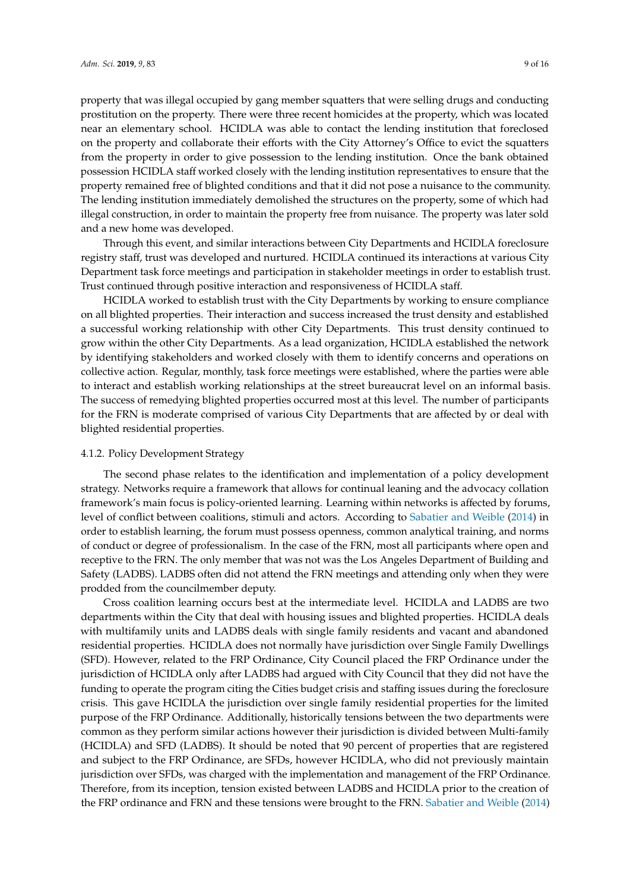property that was illegal occupied by gang member squatters that were selling drugs and conducting prostitution on the property. There were three recent homicides at the property, which was located near an elementary school. HCIDLA was able to contact the lending institution that foreclosed on the property and collaborate their efforts with the City Attorney's Office to evict the squatters from the property in order to give possession to the lending institution. Once the bank obtained possession HCIDLA staff worked closely with the lending institution representatives to ensure that the property remained free of blighted conditions and that it did not pose a nuisance to the community. The lending institution immediately demolished the structures on the property, some of which had illegal construction, in order to maintain the property free from nuisance. The property was later sold and a new home was developed.

Through this event, and similar interactions between City Departments and HCIDLA foreclosure registry staff, trust was developed and nurtured. HCIDLA continued its interactions at various City Department task force meetings and participation in stakeholder meetings in order to establish trust. Trust continued through positive interaction and responsiveness of HCIDLA staff.

HCIDLA worked to establish trust with the City Departments by working to ensure compliance on all blighted properties. Their interaction and success increased the trust density and established a successful working relationship with other City Departments. This trust density continued to grow within the other City Departments. As a lead organization, HCIDLA established the network by identifying stakeholders and worked closely with them to identify concerns and operations on collective action. Regular, monthly, task force meetings were established, where the parties were able to interact and establish working relationships at the street bureaucrat level on an informal basis. The success of remedying blighted properties occurred most at this level. The number of participants for the FRN is moderate comprised of various City Departments that are affected by or deal with blighted residential properties.

#### 4.1.2. Policy Development Strategy

The second phase relates to the identification and implementation of a policy development strategy. Networks require a framework that allows for continual leaning and the advocacy collation framework's main focus is policy-oriented learning. Learning within networks is affected by forums, level of conflict between coalitions, stimuli and actors. According to Sabatier and Weible (2014) in order to establish learning, the forum must possess openness, common analytical training, and norms of conduct or degree of professionalism. In the case of the FRN, most all participants where open and receptive to the FRN. The only member that was not was the Los Angeles Department of Building and Safety (LADBS). LADBS often did not attend the FRN meetings and attending only when they were prodded from the councilmember deputy.

Cross coalition learning occurs best at the intermediate level. HCIDLA and LADBS are two departments within the City that deal with housing issues and blighted properties. HCIDLA deals with multifamily units and LADBS deals with single family residents and vacant and abandoned residential properties. HCIDLA does not normally have jurisdiction over Single Family Dwellings (SFD). However, related to the FRP Ordinance, City Council placed the FRP Ordinance under the jurisdiction of HCIDLA only after LADBS had argued with City Council that they did not have the funding to operate the program citing the Cities budget crisis and staffing issues during the foreclosure crisis. This gave HCIDLA the jurisdiction over single family residential properties for the limited purpose of the FRP Ordinance. Additionally, historically tensions between the two departments were common as they perform similar actions however their jurisdiction is divided between Multi-family (HCIDLA) and SFD (LADBS). It should be noted that 90 percent of properties that are registered and subject to the FRP Ordinance, are SFDs, however HCIDLA, who did not previously maintain jurisdiction over SFDs, was charged with the implementation and management of the FRP Ordinance. Therefore, from its inception, tension existed between LADBS and HCIDLA prior to the creation of the FRP ordinance and FRN and these tensions were brought to the FRN. Sabatier and Weible (2014)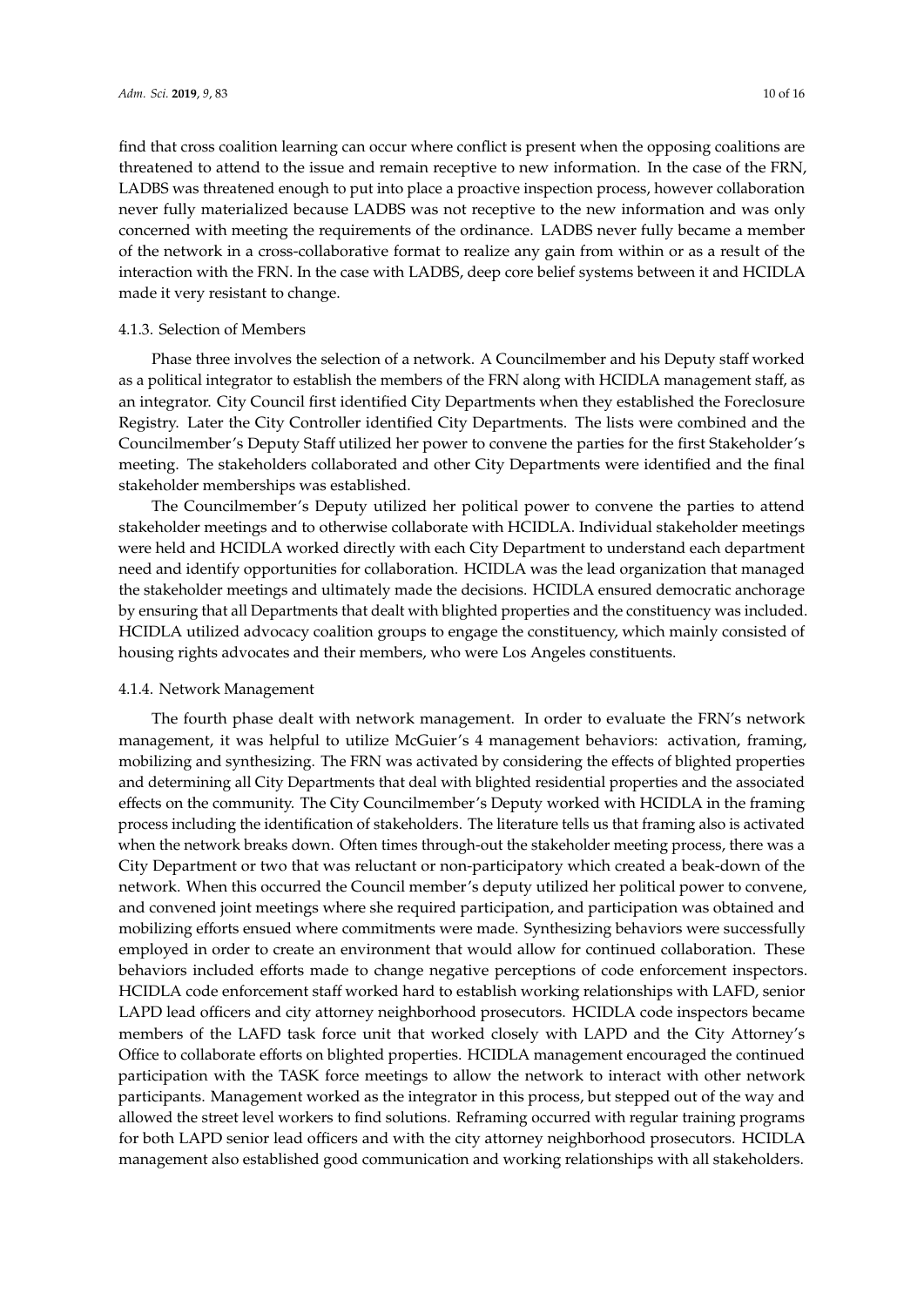find that cross coalition learning can occur where conflict is present when the opposing coalitions are threatened to attend to the issue and remain receptive to new information. In the case of the FRN, LADBS was threatened enough to put into place a proactive inspection process, however collaboration never fully materialized because LADBS was not receptive to the new information and was only concerned with meeting the requirements of the ordinance. LADBS never fully became a member of the network in a cross-collaborative format to realize any gain from within or as a result of the interaction with the FRN. In the case with LADBS, deep core belief systems between it and HCIDLA made it very resistant to change.

#### 4.1.3. Selection of Members

Phase three involves the selection of a network. A Councilmember and his Deputy staff worked as a political integrator to establish the members of the FRN along with HCIDLA management staff, as an integrator. City Council first identified City Departments when they established the Foreclosure Registry. Later the City Controller identified City Departments. The lists were combined and the Councilmember's Deputy Staff utilized her power to convene the parties for the first Stakeholder's meeting. The stakeholders collaborated and other City Departments were identified and the final stakeholder memberships was established.

The Councilmember's Deputy utilized her political power to convene the parties to attend stakeholder meetings and to otherwise collaborate with HCIDLA. Individual stakeholder meetings were held and HCIDLA worked directly with each City Department to understand each department need and identify opportunities for collaboration. HCIDLA was the lead organization that managed the stakeholder meetings and ultimately made the decisions. HCIDLA ensured democratic anchorage by ensuring that all Departments that dealt with blighted properties and the constituency was included. HCIDLA utilized advocacy coalition groups to engage the constituency, which mainly consisted of housing rights advocates and their members, who were Los Angeles constituents.

#### 4.1.4. Network Management

The fourth phase dealt with network management. In order to evaluate the FRN's network management, it was helpful to utilize McGuier's 4 management behaviors: activation, framing, mobilizing and synthesizing. The FRN was activated by considering the effects of blighted properties and determining all City Departments that deal with blighted residential properties and the associated effects on the community. The City Councilmember's Deputy worked with HCIDLA in the framing process including the identification of stakeholders. The literature tells us that framing also is activated when the network breaks down. Often times through-out the stakeholder meeting process, there was a City Department or two that was reluctant or non-participatory which created a beak-down of the network. When this occurred the Council member's deputy utilized her political power to convene, and convened joint meetings where she required participation, and participation was obtained and mobilizing efforts ensued where commitments were made. Synthesizing behaviors were successfully employed in order to create an environment that would allow for continued collaboration. These behaviors included efforts made to change negative perceptions of code enforcement inspectors. HCIDLA code enforcement staff worked hard to establish working relationships with LAFD, senior LAPD lead officers and city attorney neighborhood prosecutors. HCIDLA code inspectors became members of the LAFD task force unit that worked closely with LAPD and the City Attorney's Office to collaborate efforts on blighted properties. HCIDLA management encouraged the continued participation with the TASK force meetings to allow the network to interact with other network participants. Management worked as the integrator in this process, but stepped out of the way and allowed the street level workers to find solutions. Reframing occurred with regular training programs for both LAPD senior lead officers and with the city attorney neighborhood prosecutors. HCIDLA management also established good communication and working relationships with all stakeholders.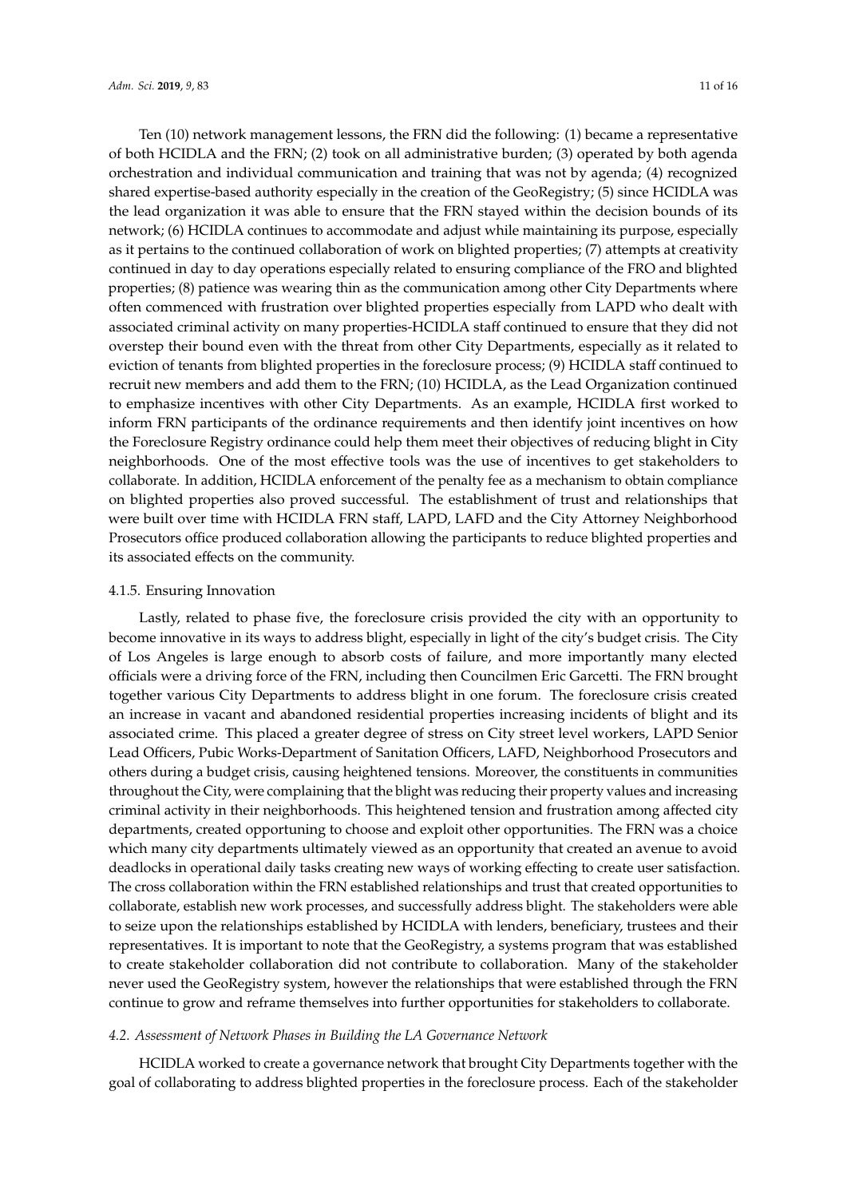Ten (10) network management lessons, the FRN did the following: (1) became a representative of both HCIDLA and the FRN; (2) took on all administrative burden; (3) operated by both agenda orchestration and individual communication and training that was not by agenda; (4) recognized shared expertise-based authority especially in the creation of the GeoRegistry; (5) since HCIDLA was the lead organization it was able to ensure that the FRN stayed within the decision bounds of its network; (6) HCIDLA continues to accommodate and adjust while maintaining its purpose, especially as it pertains to the continued collaboration of work on blighted properties; (7) attempts at creativity continued in day to day operations especially related to ensuring compliance of the FRO and blighted properties; (8) patience was wearing thin as the communication among other City Departments where often commenced with frustration over blighted properties especially from LAPD who dealt with associated criminal activity on many properties-HCIDLA staff continued to ensure that they did not overstep their bound even with the threat from other City Departments, especially as it related to eviction of tenants from blighted properties in the foreclosure process; (9) HCIDLA staff continued to recruit new members and add them to the FRN; (10) HCIDLA, as the Lead Organization continued to emphasize incentives with other City Departments. As an example, HCIDLA first worked to inform FRN participants of the ordinance requirements and then identify joint incentives on how the Foreclosure Registry ordinance could help them meet their objectives of reducing blight in City neighborhoods. One of the most effective tools was the use of incentives to get stakeholders to collaborate. In addition, HCIDLA enforcement of the penalty fee as a mechanism to obtain compliance on blighted properties also proved successful. The establishment of trust and relationships that were built over time with HCIDLA FRN staff, LAPD, LAFD and the City Attorney Neighborhood Prosecutors office produced collaboration allowing the participants to reduce blighted properties and its associated effects on the community.

#### 4.1.5. Ensuring Innovation

Lastly, related to phase five, the foreclosure crisis provided the city with an opportunity to become innovative in its ways to address blight, especially in light of the city's budget crisis. The City of Los Angeles is large enough to absorb costs of failure, and more importantly many elected officials were a driving force of the FRN, including then Councilmen Eric Garcetti. The FRN brought together various City Departments to address blight in one forum. The foreclosure crisis created an increase in vacant and abandoned residential properties increasing incidents of blight and its associated crime. This placed a greater degree of stress on City street level workers, LAPD Senior Lead Officers, Pubic Works-Department of Sanitation Officers, LAFD, Neighborhood Prosecutors and others during a budget crisis, causing heightened tensions. Moreover, the constituents in communities throughout the City, were complaining that the blight was reducing their property values and increasing criminal activity in their neighborhoods. This heightened tension and frustration among affected city departments, created opportuning to choose and exploit other opportunities. The FRN was a choice which many city departments ultimately viewed as an opportunity that created an avenue to avoid deadlocks in operational daily tasks creating new ways of working effecting to create user satisfaction. The cross collaboration within the FRN established relationships and trust that created opportunities to collaborate, establish new work processes, and successfully address blight. The stakeholders were able to seize upon the relationships established by HCIDLA with lenders, beneficiary, trustees and their representatives. It is important to note that the GeoRegistry, a systems program that was established to create stakeholder collaboration did not contribute to collaboration. Many of the stakeholder never used the GeoRegistry system, however the relationships that were established through the FRN continue to grow and reframe themselves into further opportunities for stakeholders to collaborate.

### *4.2. Assessment of Network Phases in Building the LA Governance Network*

HCIDLA worked to create a governance network that brought City Departments together with the goal of collaborating to address blighted properties in the foreclosure process. Each of the stakeholder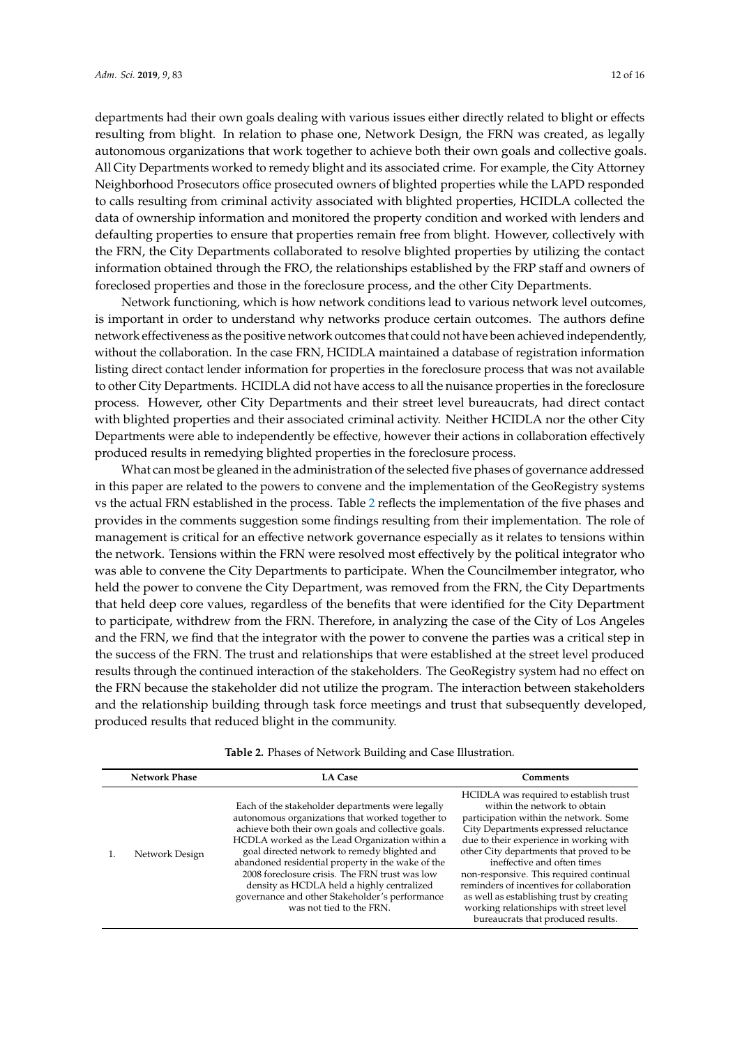departments had their own goals dealing with various issues either directly related to blight or effects resulting from blight. In relation to phase one, Network Design, the FRN was created, as legally autonomous organizations that work together to achieve both their own goals and collective goals. All City Departments worked to remedy blight and its associated crime. For example, the City Attorney Neighborhood Prosecutors office prosecuted owners of blighted properties while the LAPD responded to calls resulting from criminal activity associated with blighted properties, HCIDLA collected the data of ownership information and monitored the property condition and worked with lenders and defaulting properties to ensure that properties remain free from blight. However, collectively with the FRN, the City Departments collaborated to resolve blighted properties by utilizing the contact information obtained through the FRO, the relationships established by the FRP staff and owners of foreclosed properties and those in the foreclosure process, and the other City Departments.

Network functioning, which is how network conditions lead to various network level outcomes, is important in order to understand why networks produce certain outcomes. The authors define network effectiveness as the positive network outcomes that could not have been achieved independently, without the collaboration. In the case FRN, HCIDLA maintained a database of registration information listing direct contact lender information for properties in the foreclosure process that was not available to other City Departments. HCIDLA did not have access to all the nuisance properties in the foreclosure process. However, other City Departments and their street level bureaucrats, had direct contact with blighted properties and their associated criminal activity. Neither HCIDLA nor the other City Departments were able to independently be effective, however their actions in collaboration effectively produced results in remedying blighted properties in the foreclosure process.

What can most be gleaned in the administration of the selected five phases of governance addressed in this paper are related to the powers to convene and the implementation of the GeoRegistry systems vs the actual FRN established in the process. Table 2 reflects the implementation of the five phases and provides in the comments suggestion some findings resulting from their implementation. The role of management is critical for an effective network governance especially as it relates to tensions within the network. Tensions within the FRN were resolved most effectively by the political integrator who was able to convene the City Departments to participate. When the Councilmember integrator, who held the power to convene the City Department, was removed from the FRN, the City Departments that held deep core values, regardless of the benefits that were identified for the City Department to participate, withdrew from the FRN. Therefore, in analyzing the case of the City of Los Angeles and the FRN, we find that the integrator with the power to convene the parties was a critical step in the success of the FRN. The trust and relationships that were established at the street level produced results through the continued interaction of the stakeholders. The GeoRegistry system had no effect on the FRN because the stakeholder did not utilize the program. The interaction between stakeholders and the relationship building through task force meetings and trust that subsequently developed, produced results that reduced blight in the community.

**Table 2.** Phases of Network Building and Case Illustration.

| | Network Phase | LA Case | Comments |
|---|---|---|---|
| 1. | Network Design | Each of the stakeholder departments were legally autonomous organizations that worked together to achieve both their own goals and collective goals. HCDLA worked as the Lead Organization within a goal directed network to remedy blighted and abandoned residential property in the wake of the 2008 foreclosure crisis. The FRN trust was low density as HCDLA held a highly centralized governance and other Stakeholder's performance was not tied to the FRN. | HCIDLA was required to establish trust within the network to obtain participation within the network. Some City Departments expressed reluctance due to their experience in working with other City departments that proved to be ineffective and often times non-responsive. This required continual reminders of incentives for collaboration as well as establishing trust by creating working relationships with street level bureaucrats that produced results. |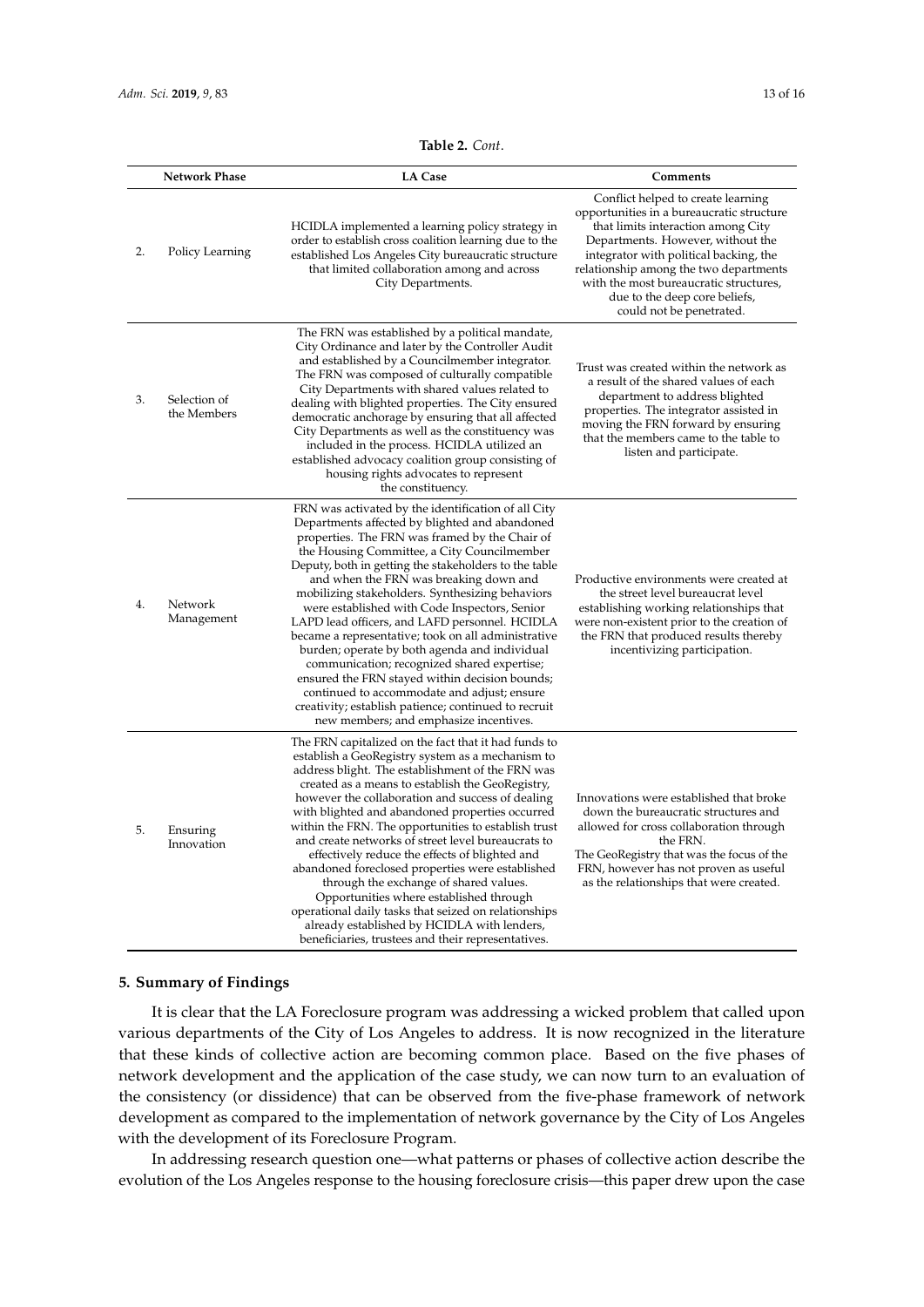**Table 2.** *Cont.*

| | Network Phase | LA Case | Comments |
|---|---|---|---|
| 2. | Policy Learning | HCIDLA implemented a learning policy strategy in order to establish cross coalition learning due to the established Los Angeles City bureaucratic structure that limited collaboration among and across City Departments. | Conflict helped to create learning opportunities in a bureaucratic structure that limits interaction among City Departments. However, without the integrator with political backing, the relationship among the two departments with the most bureaucratic structures, due to the deep core beliefs, could not be penetrated. |
| 3. | Selection of the Members | The FRN was established by a political mandate, City Ordinance and later by the Controller Audit and established by a Councilmember integrator. The FRN was composed of culturally compatible City Departments with shared values related to dealing with blighted properties. The City ensured democratic anchorage by ensuring that all affected City Departments as well as the constituency was included in the process. HCIDLA utilized an established advocacy coalition group consisting of housing rights advocates to represent the constituency. | Trust was created within the network as a result of the shared values of each department to address blighted properties. The integrator assisted in moving the FRN forward by ensuring that the members came to the table to listen and participate. |
| 4. | Network Management | FRN was activated by the identification of all City Departments affected by blighted and abandoned properties. The FRN was framed by the Chair of the Housing Committee, a City Councilmember Deputy, both in getting the stakeholders to the table and when the FRN was breaking down and mobilizing stakeholders. Synthesizing behaviors were established with Code Inspectors, Senior LAPD lead officers, and LAFD personnel. HCIDLA became a representative; took on all administrative burden; operate by both agenda and individual communication; recognized shared expertise; ensured the FRN stayed within decision bounds; continued to accommodate and adjust; ensure creativity; establish patience; continued to recruit new members; and emphasize incentives. | Productive environments were created at the street level bureaucrat level establishing working relationships that were non-existent prior to the creation of the FRN that produced results thereby incentivizing participation. |
| 5. | Ensuring Innovation | The FRN capitalized on the fact that it had funds to establish a GeoRegistry system as a mechanism to address blight. The establishment of the FRN was created as a means to establish the GeoRegistry, however the collaboration and success of dealing with blighted and abandoned properties occurred within the FRN. The opportunities to establish trust and create networks of street level bureaucrats to effectively reduce the effects of blighted and abandoned foreclosed properties were established through the exchange of shared values. Opportunities where established through operational daily tasks that seized on relationships already established by HCIDLA with lenders, beneficiaries, trustees and their representatives. | Innovations were established that broke down the bureaucratic structures and allowed for cross collaboration through the FRN. The GeoRegistry that was the focus of the FRN, however has not proven as useful as the relationships that were created. |

## 5. Summary of Findings

It is clear that the LA Foreclosure program was addressing a wicked problem that called upon various departments of the City of Los Angeles to address. It is now recognized in the literature that these kinds of collective action are becoming common place. Based on the five phases of network development and the application of the case study, we can now turn to an evaluation of the consistency (or dissidence) that can be observed from the five-phase framework of network development as compared to the implementation of network governance by the City of Los Angeles with the development of its Foreclosure Program.

In addressing research question one—what patterns or phases of collective action describe the evolution of the Los Angeles response to the housing foreclosure crisis—this paper drew upon the case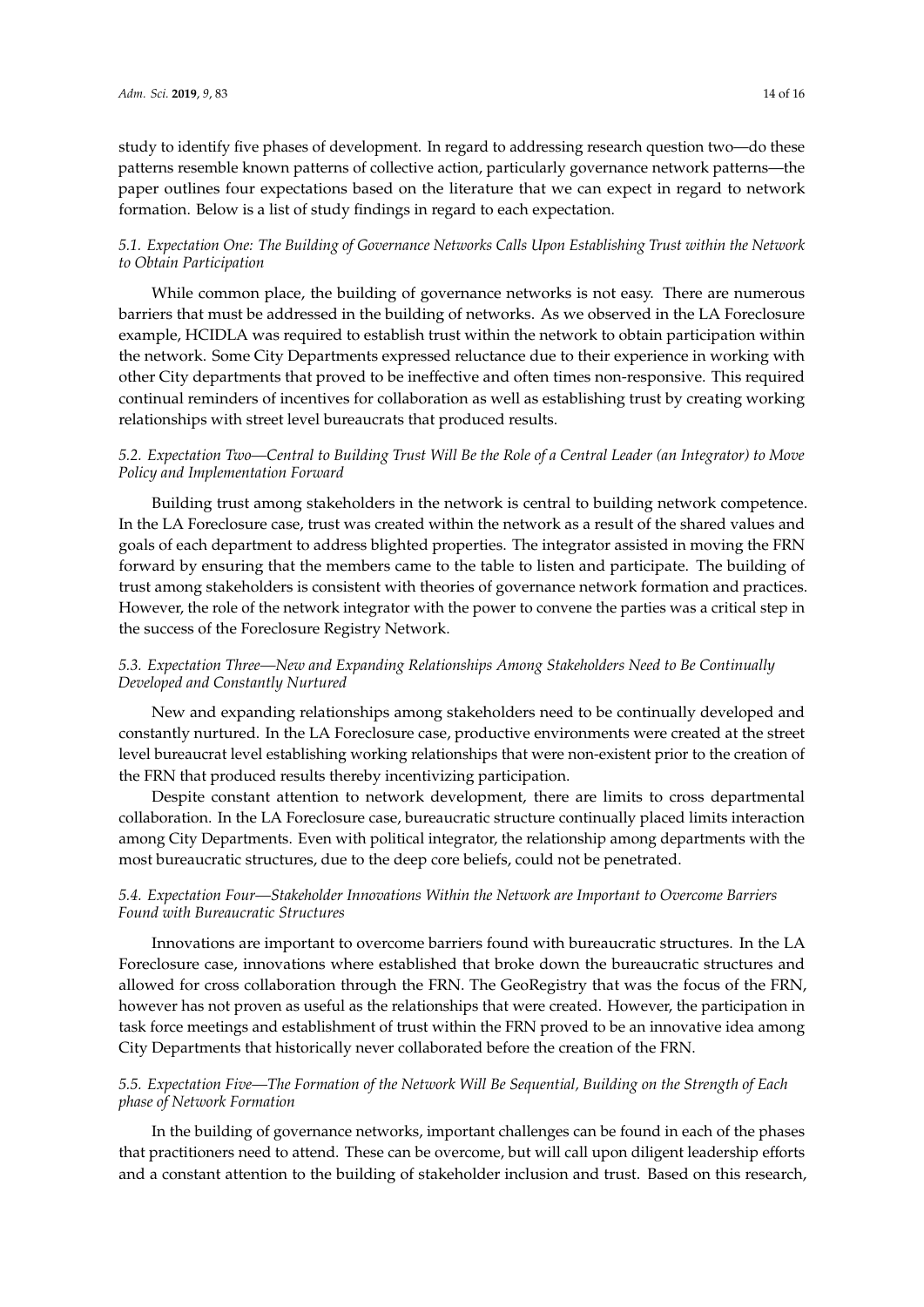study to identify five phases of development. In regard to addressing research question two—do these patterns resemble known patterns of collective action, particularly governance network patterns—the paper outlines four expectations based on the literature that we can expect in regard to network formation. Below is a list of study findings in regard to each expectation.

### *5.1. Expectation One: The Building of Governance Networks Calls Upon Establishing Trust within the Network to Obtain Participation*

While common place, the building of governance networks is not easy. There are numerous barriers that must be addressed in the building of networks. As we observed in the LA Foreclosure example, HCIDLA was required to establish trust within the network to obtain participation within the network. Some City Departments expressed reluctance due to their experience in working with other City departments that proved to be ineffective and often times non-responsive. This required continual reminders of incentives for collaboration as well as establishing trust by creating working relationships with street level bureaucrats that produced results.

### *5.2. Expectation Two—Central to Building Trust Will Be the Role of a Central Leader (an Integrator) to Move Policy and Implementation Forward*

Building trust among stakeholders in the network is central to building network competence. In the LA Foreclosure case, trust was created within the network as a result of the shared values and goals of each department to address blighted properties. The integrator assisted in moving the FRN forward by ensuring that the members came to the table to listen and participate. The building of trust among stakeholders is consistent with theories of governance network formation and practices. However, the role of the network integrator with the power to convene the parties was a critical step in the success of the Foreclosure Registry Network.

### *5.3. Expectation Three—New and Expanding Relationships Among Stakeholders Need to Be Continually Developed and Constantly Nurtured*

New and expanding relationships among stakeholders need to be continually developed and constantly nurtured. In the LA Foreclosure case, productive environments were created at the street level bureaucrat level establishing working relationships that were non-existent prior to the creation of the FRN that produced results thereby incentivizing participation.

Despite constant attention to network development, there are limits to cross departmental collaboration. In the LA Foreclosure case, bureaucratic structure continually placed limits interaction among City Departments. Even with political integrator, the relationship among departments with the most bureaucratic structures, due to the deep core beliefs, could not be penetrated.

### *5.4. Expectation Four—Stakeholder Innovations Within the Network are Important to Overcome Barriers Found with Bureaucratic Structures*

Innovations are important to overcome barriers found with bureaucratic structures. In the LA Foreclosure case, innovations where established that broke down the bureaucratic structures and allowed for cross collaboration through the FRN. The GeoRegistry that was the focus of the FRN, however has not proven as useful as the relationships that were created. However, the participation in task force meetings and establishment of trust within the FRN proved to be an innovative idea among City Departments that historically never collaborated before the creation of the FRN.

### *5.5. Expectation Five—The Formation of the Network Will Be Sequential, Building on the Strength of Each phase of Network Formation*

In the building of governance networks, important challenges can be found in each of the phases that practitioners need to attend. These can be overcome, but will call upon diligent leadership efforts and a constant attention to the building of stakeholder inclusion and trust. Based on this research,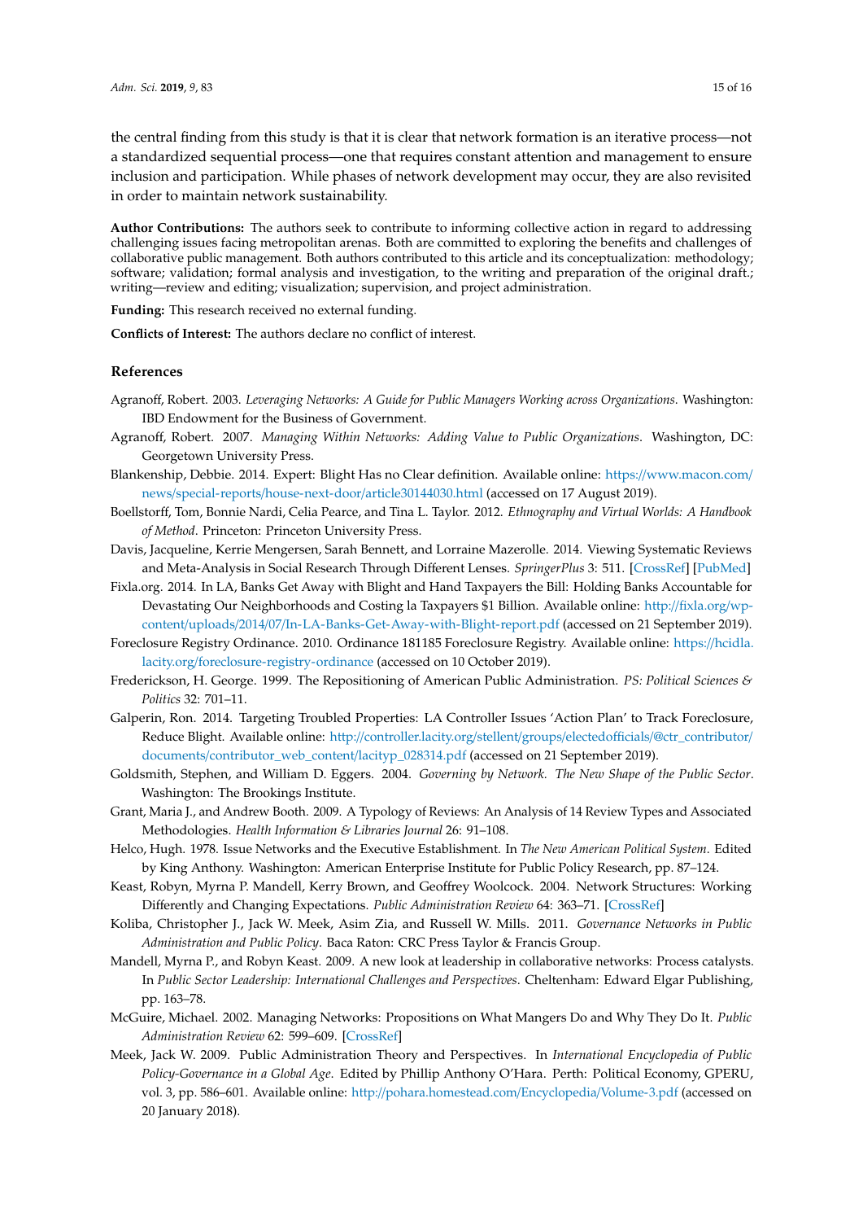the central finding from this study is that it is clear that network formation is an iterative process—not a standardized sequential process—one that requires constant attention and management to ensure inclusion and participation. While phases of network development may occur, they are also revisited in order to maintain network sustainability.

**Author Contributions:** The authors seek to contribute to informing collective action in regard to addressing challenging issues facing metropolitan arenas. Both are committed to exploring the benefits and challenges of collaborative public management. Both authors contributed to this article and its conceptualization: methodology; software; validation; formal analysis and investigation, to the writing and preparation of the original draft.; writing—review and editing; visualization; supervision, and project administration.

**Funding:** This research received no external funding.

**Conflicts of Interest:** The authors declare no conflict of interest.

## References

Agranoff, Robert. 2003. *Leveraging Networks: A Guide for Public Managers Working across Organizations*. Washington: IBD Endowment for the Business of Government.

Agranoff, Robert. 2007. *Managing Within Networks: Adding Value to Public Organizations*. Washington, DC: Georgetown University Press.

Blankenship, Debbie. 2014. Expert: Blight Has no Clear definition. Available online: https://www.macon.com/news/special-reports/house-next-door/article30144030.html (accessed on 17 August 2019).

Boellstorff, Tom, Bonnie Nardi, Celia Pearce, and Tina L. Taylor. 2012. *Ethnography and Virtual Worlds: A Handbook of Method*. Princeton: Princeton University Press.

Davis, Jacqueline, Kerrie Mengersen, Sarah Bennett, and Lorraine Mazerolle. 2014. Viewing Systematic Reviews and Meta-Analysis in Social Research Through Different Lenses. *SpringerPlus* 3: 511. [CrossRef] [PubMed]

Fixla.org. 2014. In LA, Banks Get Away with Blight and Hand Taxpayers the Bill: Holding Banks Accountable for Devastating Our Neighborhoods and Costing la Taxpayers $1 Billion. Available online: http://fixla.org/wp-content/uploads/2014/07/In-LA-Banks-Get-Away-with-Blight-report.pdf (accessed on 21 September 2019).

Foreclosure Registry Ordinance. 2010. Ordinance 181185 Foreclosure Registry. Available online: https://hcidla.lacity.org/foreclosure-registry-ordinance (accessed on 10 October 2019).

Frederickson, H. George. 1999. The Repositioning of American Public Administration. *PS: Political Sciences & Politics* 32: 701–11.

Galperin, Ron. 2014. Targeting Troubled Properties: LA Controller Issues 'Action Plan' to Track Foreclosure, Reduce Blight. Available online: http://controller.lacity.org/stellent/groups/electedofficials/@ctr_contributor/documents/contributor_web_content/lacityp_028314.pdf (accessed on 21 September 2019).

Goldsmith, Stephen, and William D. Eggers. 2004. *Governing by Network. The New Shape of the Public Sector*. Washington: The Brookings Institute.

Grant, Maria J., and Andrew Booth. 2009. A Typology of Reviews: An Analysis of 14 Review Types and Associated Methodologies. *Health Information & Libraries Journal* 26: 91–108.

Helco, Hugh. 1978. Issue Networks and the Executive Establishment. In *The New American Political System*. Edited by King Anthony. Washington: American Enterprise Institute for Public Policy Research, pp. 87–124.

Keast, Robyn, Myrna P. Mandell, Kerry Brown, and Geoffrey Woolcock. 2004. Network Structures: Working Differently and Changing Expectations. *Public Administration Review* 64: 363–71. [CrossRef]

Koliba, Christopher J., Jack W. Meek, Asim Zia, and Russell W. Mills. 2011. *Governance Networks in Public Administration and Public Policy*. Baca Raton: CRC Press Taylor & Francis Group.

Mandell, Myrna P., and Robyn Keast. 2009. A new look at leadership in collaborative networks: Process catalysts. In *Public Sector Leadership: International Challenges and Perspectives*. Cheltenham: Edward Elgar Publishing, pp. 163–78.

McGuire, Michael. 2002. Managing Networks: Propositions on What Mangers Do and Why They Do It. *Public Administration Review* 62: 599–609. [CrossRef]

Meek, Jack W. 2009. Public Administration Theory and Perspectives. In *International Encyclopedia of Public Policy-Governance in a Global Age*. Edited by Phillip Anthony O'Hara. Perth: Political Economy, GPERU, vol. 3, pp. 586–601. Available online: http://pohara.homestead.com/Encyclopedia/Volume-3.pdf (accessed on 20 January 2018).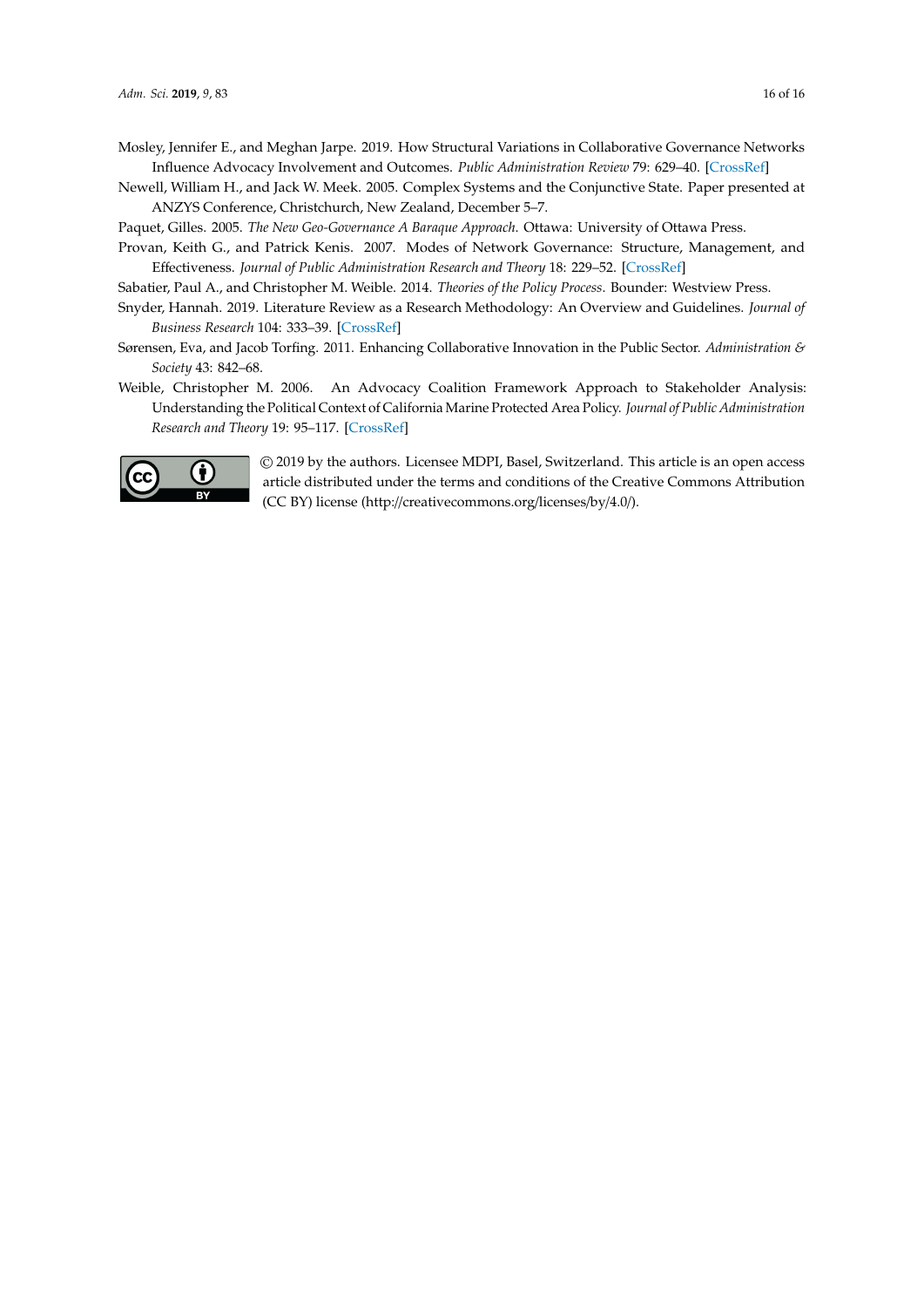Mosley, Jennifer E., and Meghan Jarpe. 2019. How Structural Variations in Collaborative Governance Networks Influence Advocacy Involvement and Outcomes. *Public Administration Review* 79: 629–40. [CrossRef]

Newell, William H., and Jack W. Meek. 2005. Complex Systems and the Conjunctive State. Paper presented at ANZYS Conference, Christchurch, New Zealand, December 5–7.

Paquet, Gilles. 2005. *The New Geo-Governance A Baraque Approach.* Ottawa: University of Ottawa Press.

Provan, Keith G., and Patrick Kenis. 2007. Modes of Network Governance: Structure, Management, and Effectiveness. *Journal of Public Administration Research and Theory* 18: 229–52. [CrossRef]

Sabatier, Paul A., and Christopher M. Weible. 2014. *Theories of the Policy Process.* Bounder: Westview Press.

Snyder, Hannah. 2019. Literature Review as a Research Methodology: An Overview and Guidelines. *Journal of Business Research* 104: 333–39. [CrossRef]

Sørensen, Eva, and Jacob Torfing. 2011. Enhancing Collaborative Innovation in the Public Sector. *Administration & Society* 43: 842–68.

Weible, Christopher M. 2006. An Advocacy Coalition Framework Approach to Stakeholder Analysis: Understanding the Political Context of California Marine Protected Area Policy. *Journal of Public Administration Research and Theory* 19: 95–117. [CrossRef]

© 2019 by the authors. Licensee MDPI, Basel, Switzerland. This article is an open access article distributed under the terms and conditions of the Creative Commons Attribution (CC BY) license (http://creativecommons.org/licenses/by/4.0/).